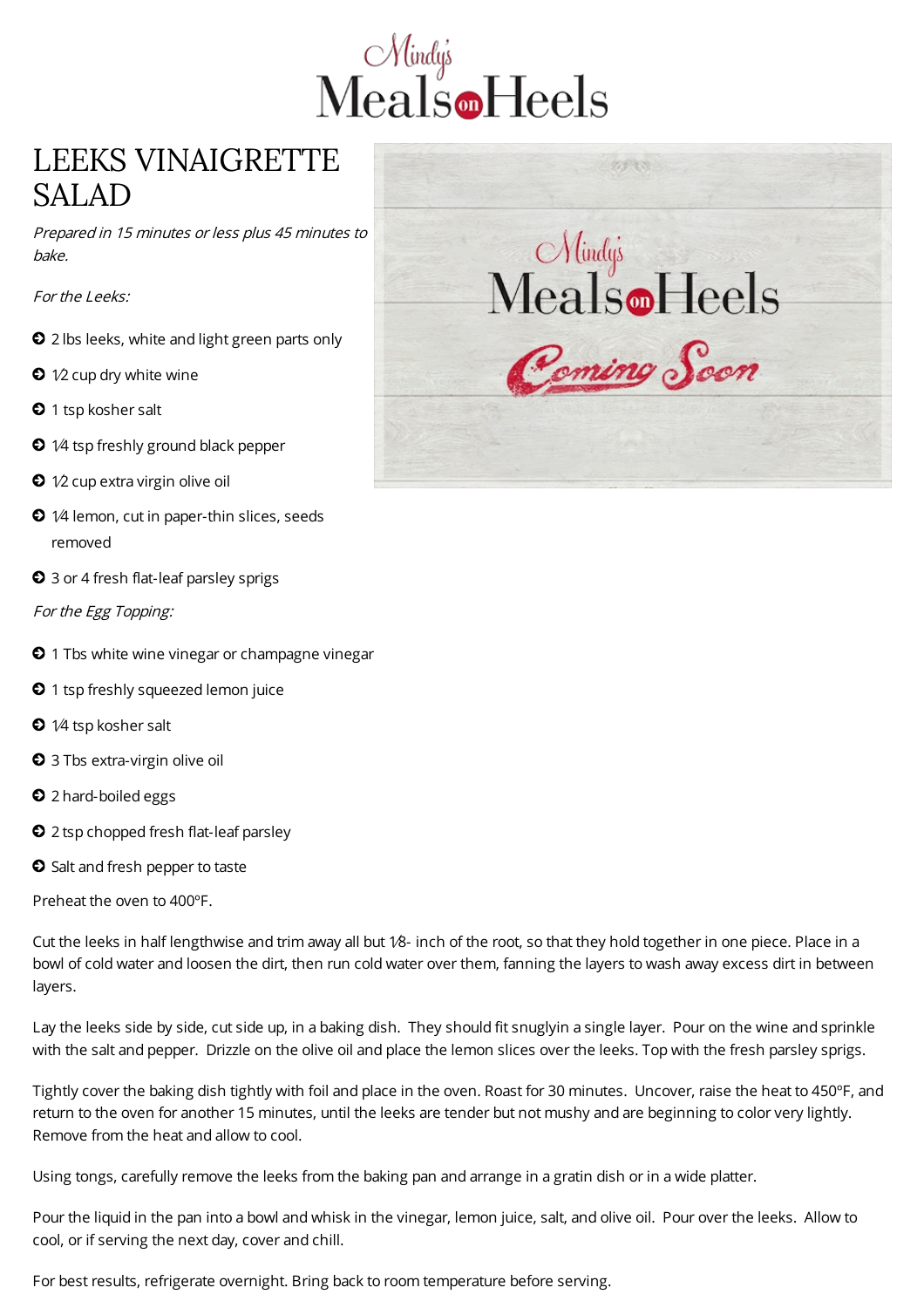# LEEKS VINAIGRETTE SALAD

*Prepared in 15 minutes or less plus 45 minutes to bake.*

*For the Leeks:*

- 2 lbs leeks, white and light green parts only
- ½ cup dry white wine
- 1 tsp kosher salt
- ¼ tsp freshly ground black pepper
- ½ cup extra virgin olive oil
- ¼ lemon, cut in paper-thin slices, seeds removed
- 3 or 4 fresh flat-leaf parsley sprigs

*For the Egg Topping:*

- 1 Tbs white wine vinegar or champagne vinegar
- 1 tsp freshly squeezed lemon juice
- ¼ tsp kosher salt
- 3 Tbs extra-virgin olive oil
- 2 hard-boiled eggs
- 2 tsp chopped fresh flat-leaf parsley
- Salt and fresh pepper to taste

Preheat the oven to 400ºF.

Cut the leeks in half lengthwise and trim away all but ⅛- inch of the root, so that they hold together in one piece. Place in a bowl of cold water and loosen the dirt, then run cold water over them, fanning the layers to wash away excess dirt in between layers.

Lay the leeks side by side, cut side up, in a baking dish. They should fit snuglyin a single layer. Pour on the wine and sprinkle with the salt and pepper. Drizzle on the olive oil and place the lemon slices over the leeks. Top with the fresh parsley sprigs.

Tightly cover the baking dish tightly with foil and place in the oven. Roast for 30 minutes. Uncover, raise the heat to 450ºF, and return to the oven for another 15 minutes, until the leeks are tender but not mushy and are beginning to color very lightly. Remove from the heat and allow to cool.

Using tongs, carefully remove the leeks from the baking pan and arrange in a gratin dish or in a wide platter.

Pour the liquid in the pan into a bowl and whisk in the vinegar, lemon juice, salt, and olive oil. Pour over the leeks. Allow to cool, or if serving the next day, cover and chill.

For best results, refrigerate overnight. Bring back to room temperature before serving.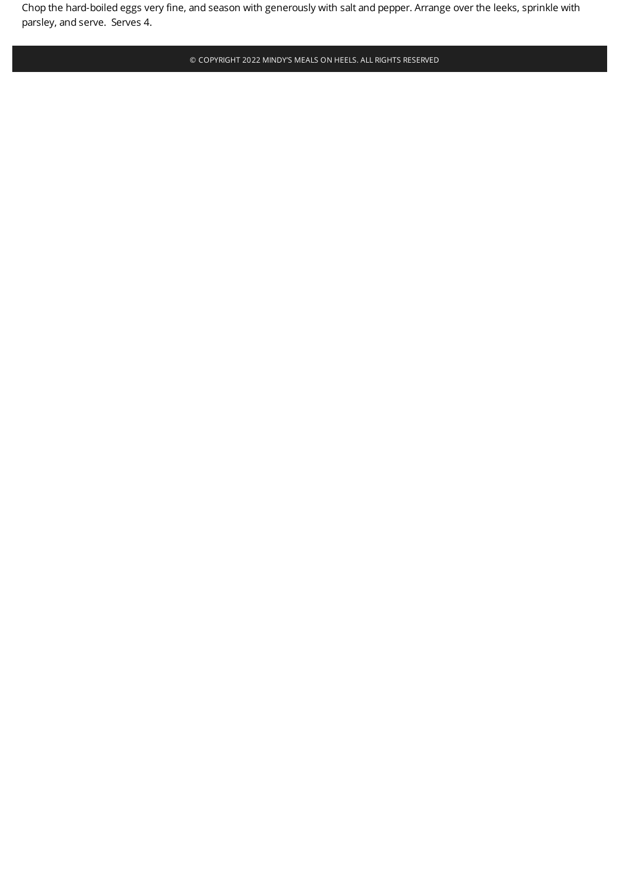Chop the hard-boiled eggs very fine, and season with generously with salt and pepper. Arrange over the leeks, sprinkle with parsley, and serve.  Serves 4.

© COPYRIGHT 2022 MINDY'S MEALS ON HEELS. ALL RIGHTS RESERVED